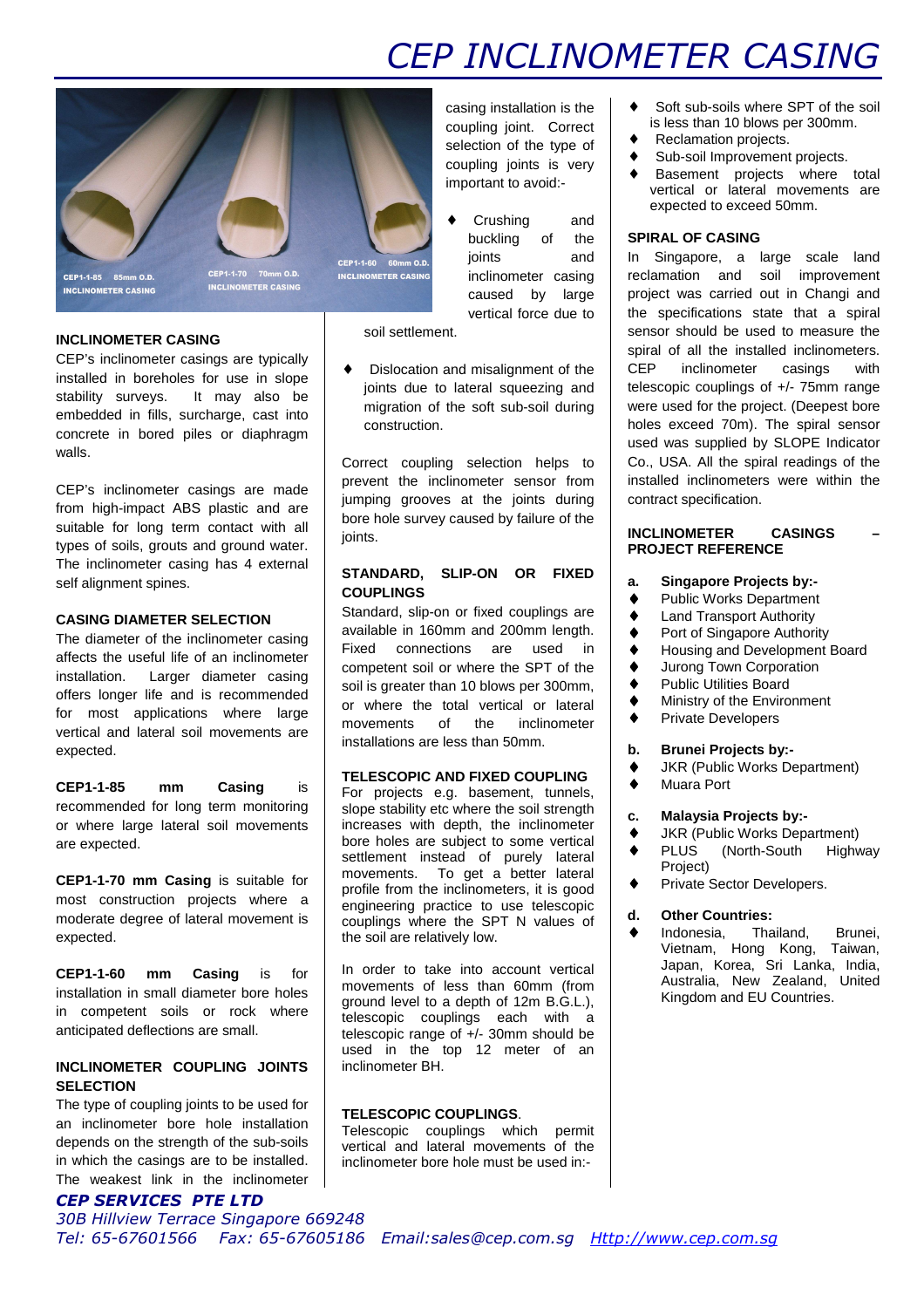# CEP INCLINOMETER CASING

CEP1-1-85 85mm O.D. INCLINOMETER CASING

CEP1-1-70 70mm O.D. INCLINOMETER CASING

CEP1-1-60 60mm O.D. INCLINOMETER CASING

### INCLINOMETER CASING

CEP's inclinometer casings are typically installed in boreholes for use in slope stability surveys. It may also be embedded in fills, surcharge, cast into concrete in bored piles or diaphragm walls.

CEP's inclinometer casings are made from high-impact ABS plastic and are suitable for long term contact with all types of soils, grouts and ground water. The inclinometer casing has 4 external self alignment spines.

### CASING DIAMETER SELECTION

The diameter of the inclinometer casing affects the useful life of an inclinometer installation. Larger diameter casing offers longer life and is recommended for most applications where large vertical and lateral soil movements are expected.

**CEP1-1-85 mm Casing** is recommended for long term monitoring or where large lateral soil movements are expected.

**CEP1-1-70 mm Casing** is suitable for most construction projects where a moderate degree of lateral movement is expected.

**CEP1-1-60 mm Casing** is for installation in small diameter bore holes in competent soils or rock where anticipated deflections are small.

### INCLINOMETER COUPLING JOINTS SELECTION

The type of coupling joints to be used for an inclinometer bore hole installation depends on the strength of the sub-soils in which the casings are to be installed. The weakest link in the inclinometer casing installation is the coupling joint. Correct selection of the type of coupling joints is very important to avoid:-

- Crushing and buckling of the joints and inclinometer casing caused by large vertical force due to soil settlement.
- Dislocation and misalignment of the joints due to lateral squeezing and migration of the soft sub-soil during construction.

Correct coupling selection helps to prevent the inclinometer sensor from jumping grooves at the joints during bore hole survey caused by failure of the joints.

### STANDARD, SLIP-ON OR FIXED COUPLINGS

Standard, slip-on or fixed couplings are available in 160mm and 200mm length. Fixed connections are used in competent soil or where the SPT of the soil is greater than 10 blows per 300mm, or where the total vertical or lateral movements of the inclinometer installations are less than 50mm.

### TELESCOPIC AND FIXED COUPLING

For projects e.g. basement, tunnels, slope stability etc where the soil strength increases with depth, the inclinometer bore holes are subject to some vertical settlement instead of purely lateral movements. To get a better lateral profile from the inclinometers, it is good engineering practice to use telescopic couplings where the SPT N values of the soil are relatively low.

In order to take into account vertical movements of less than 60mm (from ground level to a depth of 12m B.G.L.), telescopic couplings each with a telescopic range of +/- 30mm should be used in the top 12 meter of an inclinometer BH.

### TELESCOPIC COUPLINGS.

Telescopic couplings which permit vertical and lateral movements of the inclinometer bore hole must be used in:-

- Soft sub-soils where SPT of the soil is less than 10 blows per 300mm.
- Reclamation projects.
- Sub-soil Improvement projects.
- Basement projects where total vertical or lateral movements are expected to exceed 50mm.

### SPIRAL OF CASING

In Singapore, a large scale land reclamation and soil improvement project was carried out in Changi and the specifications state that a spiral sensor should be used to measure the spiral of all the installed inclinometers. CEP inclinometer casings with telescopic couplings of +/- 75mm range were used for the project. (Deepest bore holes exceed 70m). The spiral sensor used was supplied by SLOPE Indicator Co., USA. All the spiral readings of the installed inclinometers were within the contract specification.

### INCLINOMETER CASINGS – PROJECT REFERENCE

**a. Singapore Projects by:-**

- Public Works Department
- Land Transport Authority
- Port of Singapore Authority
- Housing and Development Board
- Jurong Town Corporation
- Public Utilities Board
- Ministry of the Environment
- Private Developers

**b. Brunei Projects by:-**

- JKR (Public Works Department)
- Muara Port

**c. Malaysia Projects by:-**

- JKR (Public Works Department)
- PLUS (North-South Highway Project)
- Private Sector Developers.

**d. Other Countries:**

- Indonesia, Thailand, Brunei, Vietnam, Hong Kong, Taiwan, Japan, Korea, Sri Lanka, India, Australia, New Zealand, United Kingdom and EU Countries.

***CEP SERVICES PTE LTD***
*30B Hillview Terrace Singapore 669248*
*Tel: 65-67601566 Fax: 65-67605186 Email:sales@cep.com.sg Http://www.cep.com.sg*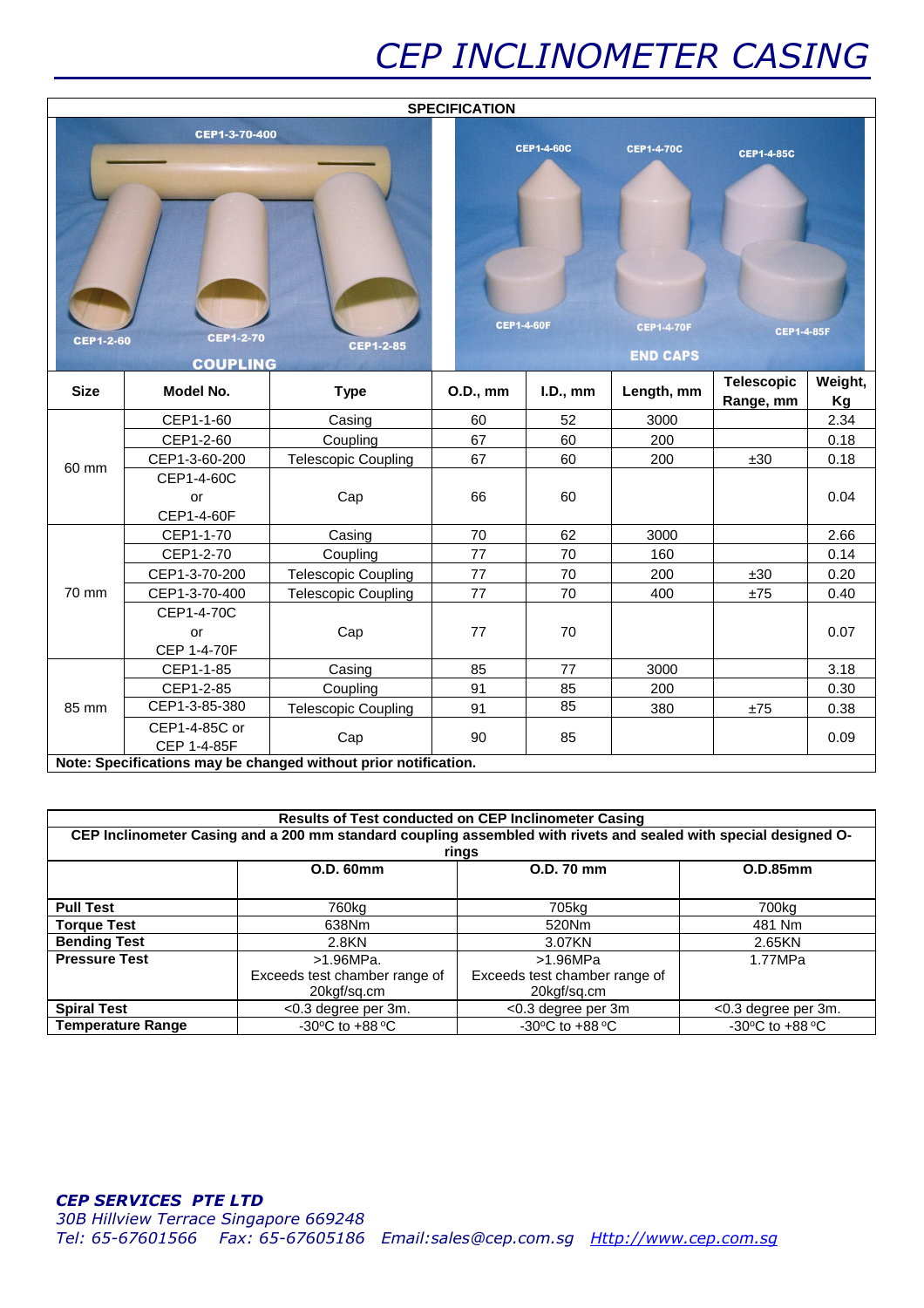# CEP INCLINOMETER CASING

**SPECIFICATION**

| Size | Model No. | Type | O.D., mm | I.D., mm | Length, mm | Telescopic Range, mm | Weight, Kg |
|---|---|---|---|---|---|---|---|
| 60 mm | CEP1-1-60 | Casing | 60 | 52 | 3000 | | 2.34 |
| | CEP1-2-60 | Coupling | 67 | 60 | 200 | | 0.18 |
| | CEP1-3-60-200 | Telescopic Coupling | 67 | 60 | 200 | ±30 | 0.18 |
| | CEP1-4-60C or CEP1-4-60F | Cap | 66 | 60 | | | 0.04 |
| 70 mm | CEP1-1-70 | Casing | 70 | 62 | 3000 | | 2.66 |
| | CEP1-2-70 | Coupling | 77 | 70 | 160 | | 0.14 |
| | CEP1-3-70-200 | Telescopic Coupling | 77 | 70 | 200 | ±30 | 0.20 |
| | CEP1-3-70-400 | Telescopic Coupling | 77 | 70 | 400 | ±75 | 0.40 |
| | CEP1-4-70C or CEP 1-4-70F | Cap | 77 | 70 | | | 0.07 |
| 85 mm | CEP1-1-85 | Casing | 85 | 77 | 3000 | | 3.18 |
| | CEP1-2-85 | Coupling | 91 | 85 | 200 | | 0.30 |
| | CEP1-3-85-380 | Telescopic Coupling | 91 | 85 | 380 | ±75 | 0.38 |
| | CEP1-4-85C or CEP 1-4-85F | Cap | 90 | 85 | | | 0.09 |

**Note: Specifications may be changed without prior notification.**

**Results of Test conducted on CEP Inclinometer Casing**

**CEP Inclinometer Casing and a 200 mm standard coupling assembled with rivets and sealed with special designed O-rings**

| | O.D. 60mm | O.D. 70 mm | O.D.85mm |
|---|---|---|---|
| **Pull Test** | 760kg | 705kg | 700kg |
| **Torque Test** | 638Nm | 520Nm | 481 Nm |
| **Bending Test** | 2.8KN | 3.07KN | 2.65KN |
| **Pressure Test** | >1.96MPa. Exceeds test chamber range of 20kgf/sq.cm | >1.96MPa Exceeds test chamber range of 20kgf/sq.cm | 1.77MPa |
| **Spiral Test** | <0.3 degree per 3m. | <0.3 degree per 3m | <0.3 degree per 3m. |
| **Temperature Range** | -30°C to +88°C | -30°C to +88°C | -30°C to +88°C |

***CEP SERVICES PTE LTD***
*30B Hillview Terrace Singapore 669248*
*Tel: 65-67601566 Fax: 65-67605186 Email:sales@cep.com.sg Http://www.cep.com.sg*